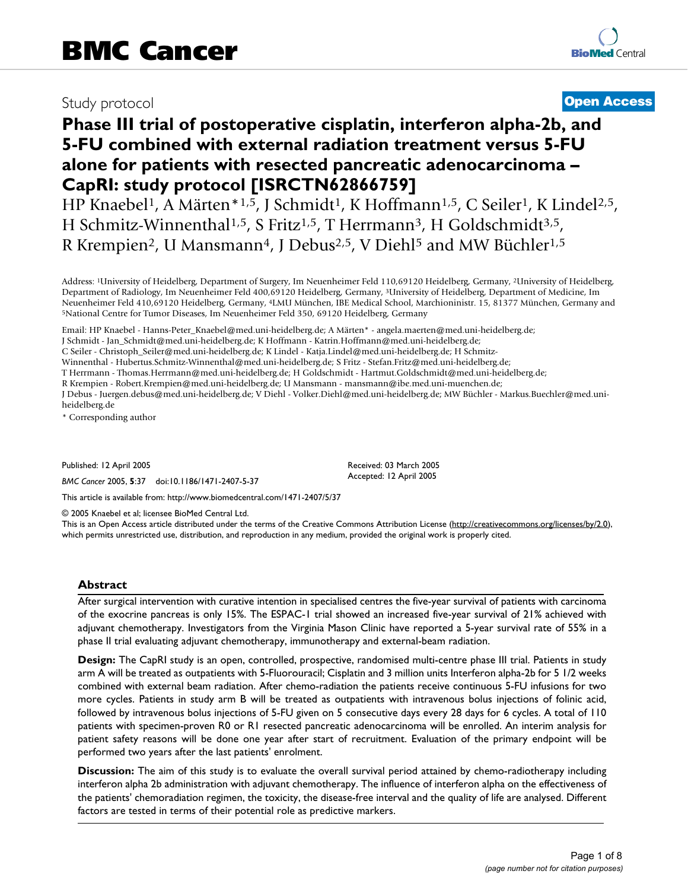# BMC Cancer

Study protocol **Open Access**

# Phase III trial of postoperative cisplatin, interferon alpha-2b, and 5-FU combined with external radiation treatment versus 5-FU alone for patients with resected pancreatic adenocarcinoma – CapRI: study protocol [ISRCTN62866759]

HP Knaebel[1], A Märten*[1,5], J Schmidt[1], K Hoffmann[1,5], C Seiler[1], K Lindel[2,5], H Schmitz-Winnenthal[1,5], S Fritz[1,5], T Herrmann[3], H Goldschmidt[3,5], R Krempien[2], U Mansmann[4], J Debus[2,5], V Diehl[5] and MW Büchler[1,5]

Address: [1]University of Heidelberg, Department of Surgery, Im Neuenheimer Feld 110,69120 Heidelberg, Germany, [2]University of Heidelberg, Department of Radiology, Im Neuenheimer Feld 400,69120 Heidelberg, Germany, [3]University of Heidelberg, Department of Medicine, Im Neuenheimer Feld 410,69120 Heidelberg, Germany, [4]LMU München, IBE Medical School, Marchioninistr. 15, 81377 München, Germany and [5]National Centre for Tumor Diseases, Im Neuenheimer Feld 350, 69120 Heidelberg, Germany

Email: HP Knaebel - Hanns-Peter_Knaebel@med.uni-heidelberg.de; A Märten* - angela.maerten@med.uni-heidelberg.de; J Schmidt - Jan_Schmidt@med.uni-heidelberg.de; K Hoffmann - Katrin.Hoffmann@med.uni-heidelberg.de; C Seiler - Christoph_Seiler@med.uni-heidelberg.de; K Lindel - Katja.Lindel@med.uni-heidelberg.de; H Schmitz-Winnenthal - Hubertus.Schmitz-Winnenthal@med.uni-heidelberg.de; S Fritz - Stefan.Fritz@med.uni-heidelberg.de; T Herrmann - Thomas.Herrmann@med.uni-heidelberg.de; H Goldschmidt - Hartmut.Goldschmidt@med.uni-heidelberg.de; R Krempien - Robert.Krempien@med.uni-heidelberg.de; U Mansmann - mansmann@ibe.med.uni-muenchen.de; J Debus - Juergen.debus@med.uni-heidelberg.de; V Diehl - Volker.Diehl@med.uni-heidelberg.de; MW Büchler - Markus.Buechler@med.uni-heidelberg.de

\* Corresponding author

Published: 12 April 2005

*BMC Cancer* 2005, **5**:37 doi:10.1186/1471-2407-5-37

Received: 03 March 2005
Accepted: 12 April 2005

This article is available from: http://www.biomedcentral.com/1471-2407/5/37

© 2005 Knaebel et al; licensee BioMed Central Ltd.

This is an Open Access article distributed under the terms of the Creative Commons Attribution License (http://creativecommons.org/licenses/by/2.0), which permits unrestricted use, distribution, and reproduction in any medium, provided the original work is properly cited.

## Abstract

After surgical intervention with curative intention in specialised centres the five-year survival of patients with carcinoma of the exocrine pancreas is only 15%. The ESPAC-1 trial showed an increased five-year survival of 21% achieved with adjuvant chemotherapy. Investigators from the Virginia Mason Clinic have reported a 5-year survival rate of 55% in a phase II trial evaluating adjuvant chemotherapy, immunotherapy and external-beam radiation.

**Design:** The CapRI study is an open, controlled, prospective, randomised multi-centre phase III trial. Patients in study arm A will be treated as outpatients with 5-Fluorouracil; Cisplatin and 3 million units Interferon alpha-2b for 5 1/2 weeks combined with external beam radiation. After chemo-radiation the patients receive continuous 5-FU infusions for two more cycles. Patients in study arm B will be treated as outpatients with intravenous bolus injections of folinic acid, followed by intravenous bolus injections of 5-FU given on 5 consecutive days every 28 days for 6 cycles. A total of 110 patients with specimen-proven R0 or R1 resected pancreatic adenocarcinoma will be enrolled. An interim analysis for patient safety reasons will be done one year after start of recruitment. Evaluation of the primary endpoint will be performed two years after the last patients' enrolment.

**Discussion:** The aim of this study is to evaluate the overall survival period attained by chemo-radiotherapy including interferon alpha 2b administration with adjuvant chemotherapy. The influence of interferon alpha on the effectiveness of the patients' chemoradiation regimen, the toxicity, the disease-free interval and the quality of life are analysed. Different factors are tested in terms of their potential role as predictive markers.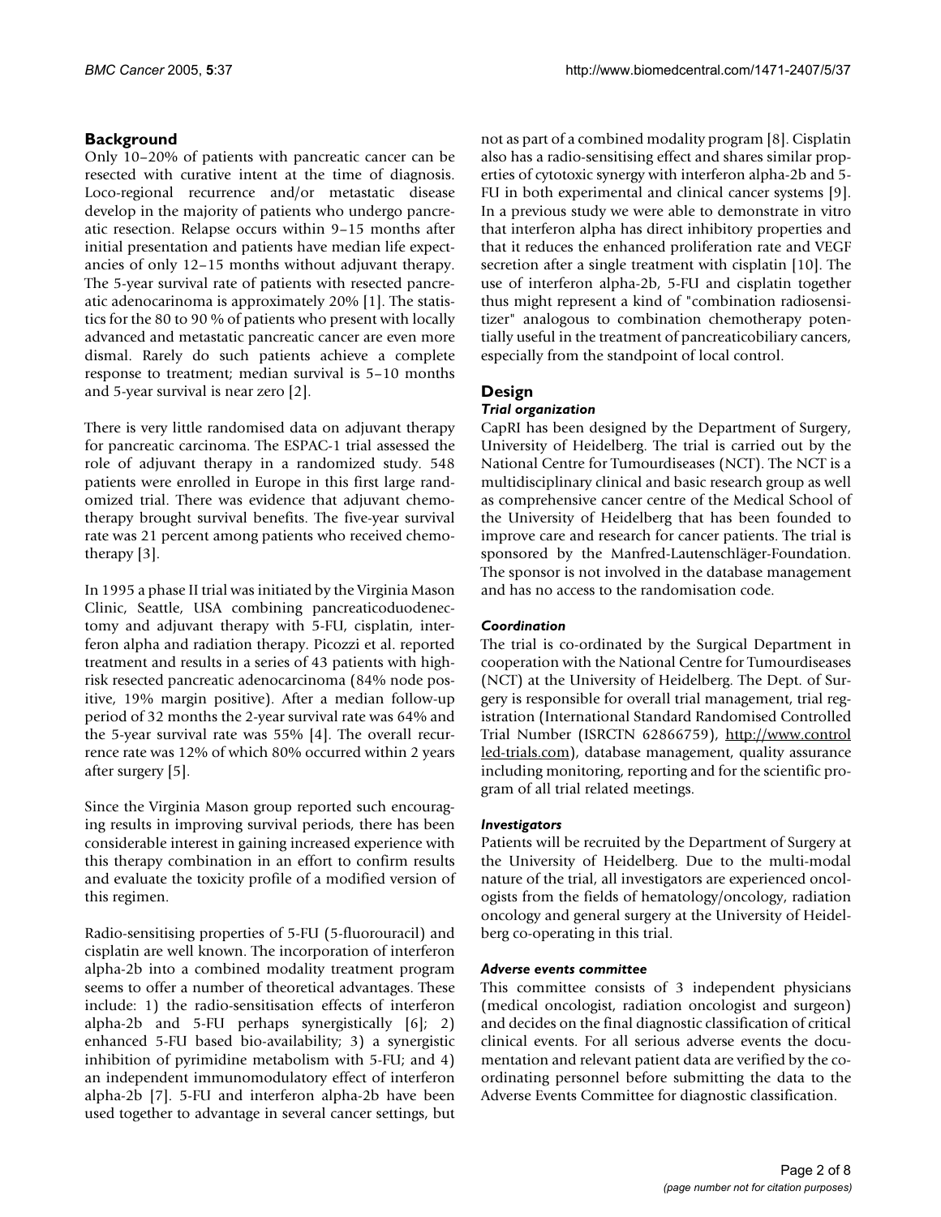## Background

Only 10–20% of patients with pancreatic cancer can be resected with curative intent at the time of diagnosis. Loco-regional recurrence and/or metastatic disease develop in the majority of patients who undergo pancreatic resection. Relapse occurs within 9–15 months after initial presentation and patients have median life expectancies of only 12–15 months without adjuvant therapy. The 5-year survival rate of patients with resected pancreatic adenocarinoma is approximately 20% [1]. The statistics for the 80 to 90 % of patients who present with locally advanced and metastatic pancreatic cancer are even more dismal. Rarely do such patients achieve a complete response to treatment; median survival is 5–10 months and 5-year survival is near zero [2].

There is very little randomised data on adjuvant therapy for pancreatic carcinoma. The ESPAC-1 trial assessed the role of adjuvant therapy in a randomized study. 548 patients were enrolled in Europe in this first large randomized trial. There was evidence that adjuvant chemotherapy brought survival benefits. The five-year survival rate was 21 percent among patients who received chemotherapy [3].

In 1995 a phase II trial was initiated by the Virginia Mason Clinic, Seattle, USA combining pancreaticoduodenectomy and adjuvant therapy with 5-FU, cisplatin, interferon alpha and radiation therapy. Picozzi et al. reported treatment and results in a series of 43 patients with high-risk resected pancreatic adenocarcinoma (84% node positive, 19% margin positive). After a median follow-up period of 32 months the 2-year survival rate was 64% and the 5-year survival rate was 55% [4]. The overall recurrence rate was 12% of which 80% occurred within 2 years after surgery [5].

Since the Virginia Mason group reported such encouraging results in improving survival periods, there has been considerable interest in gaining increased experience with this therapy combination in an effort to confirm results and evaluate the toxicity profile of a modified version of this regimen.

Radio-sensitising properties of 5-FU (5-fluorouracil) and cisplatin are well known. The incorporation of interferon alpha-2b into a combined modality treatment program seems to offer a number of theoretical advantages. These include: 1) the radio-sensitisation effects of interferon alpha-2b and 5-FU perhaps synergistically [6]; 2) enhanced 5-FU based bio-availability; 3) a synergistic inhibition of pyrimidine metabolism with 5-FU; and 4) an independent immunomodulatory effect of interferon alpha-2b [7]. 5-FU and interferon alpha-2b have been used together to advantage in several cancer settings, but not as part of a combined modality program [8]. Cisplatin also has a radio-sensitising effect and shares similar properties of cytotoxic synergy with interferon alpha-2b and 5-FU in both experimental and clinical cancer systems [9]. In a previous study we were able to demonstrate in vitro that interferon alpha has direct inhibitory properties and that it reduces the enhanced proliferation rate and VEGF secretion after a single treatment with cisplatin [10]. The use of interferon alpha-2b, 5-FU and cisplatin together thus might represent a kind of "combination radiosensitizer" analogous to combination chemotherapy potentially useful in the treatment of pancreaticobiliary cancers, especially from the standpoint of local control.

## Design

### *Trial organization*

CapRI has been designed by the Department of Surgery, University of Heidelberg. The trial is carried out by the National Centre for Tumourdiseases (NCT). The NCT is a multidisciplinary clinical and basic research group as well as comprehensive cancer centre of the Medical School of the University of Heidelberg that has been founded to improve care and research for cancer patients. The trial is sponsored by the Manfred-Lautenschläger-Foundation. The sponsor is not involved in the database management and has no access to the randomisation code.

### *Coordination*

The trial is co-ordinated by the Surgical Department in cooperation with the National Centre for Tumourdiseases (NCT) at the University of Heidelberg. The Dept. of Surgery is responsible for overall trial management, trial registration (International Standard Randomised Controlled Trial Number (ISRCTN 62866759), http://www.controlled-trials.com), database management, quality assurance including monitoring, reporting and for the scientific program of all trial related meetings.

### *Investigators*

Patients will be recruited by the Department of Surgery at the University of Heidelberg. Due to the multi-modal nature of the trial, all investigators are experienced oncologists from the fields of hematology/oncology, radiation oncology and general surgery at the University of Heidelberg co-operating in this trial.

### *Adverse events committee*

This committee consists of 3 independent physicians (medical oncologist, radiation oncologist and surgeon) and decides on the final diagnostic classification of critical clinical events. For all serious adverse events the documentation and relevant patient data are verified by the co-ordinating personnel before submitting the data to the Adverse Events Committee for diagnostic classification.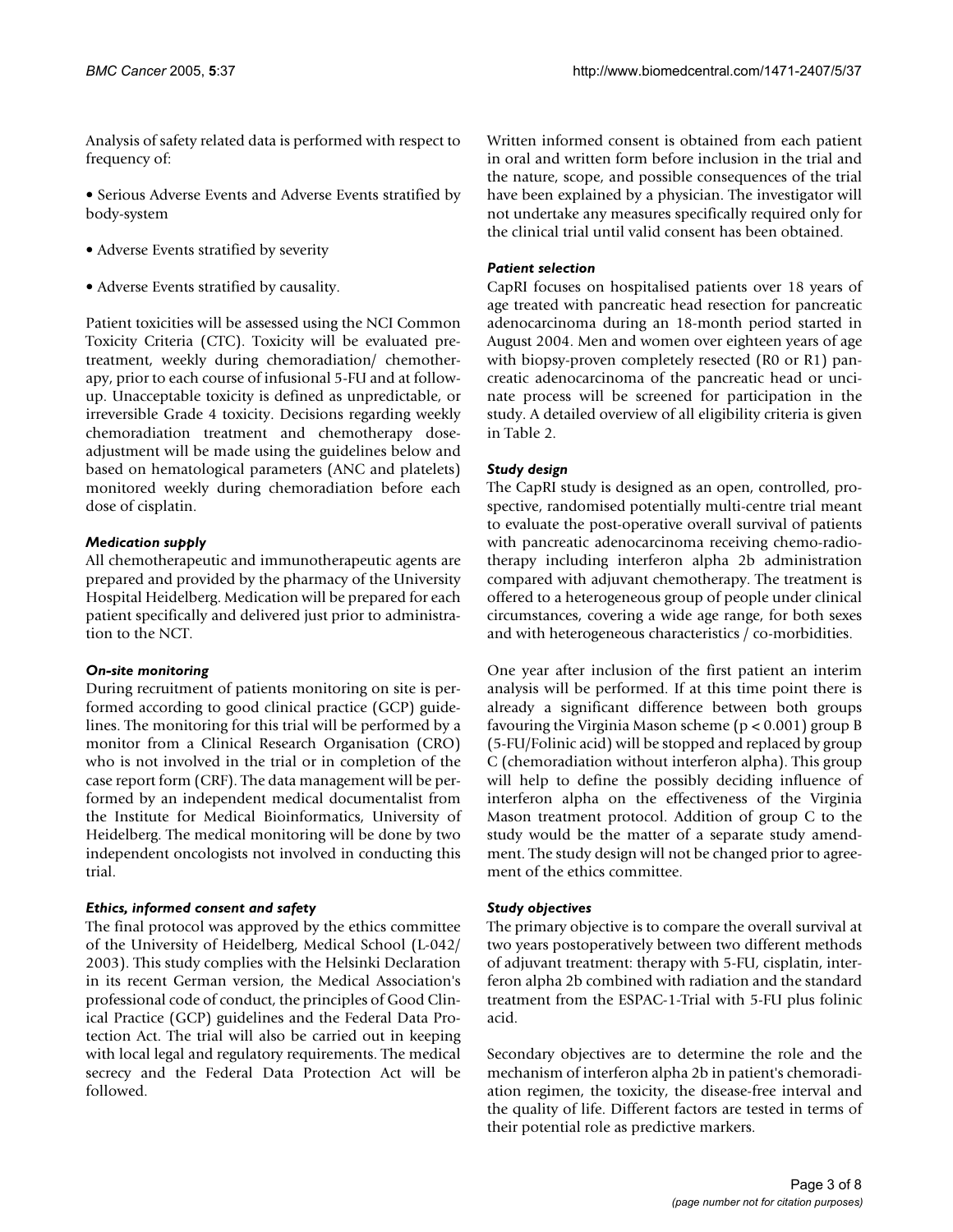Analysis of safety related data is performed with respect to frequency of:

- Serious Adverse Events and Adverse Events stratified by body-system
- Adverse Events stratified by severity
- Adverse Events stratified by causality.

Patient toxicities will be assessed using the NCI Common Toxicity Criteria (CTC). Toxicity will be evaluated pretreatment, weekly during chemoradiation/ chemotherapy, prior to each course of infusional 5-FU and at follow-up. Unacceptable toxicity is defined as unpredictable, or irreversible Grade 4 toxicity. Decisions regarding weekly chemoradiation treatment and chemotherapy dose-adjustment will be made using the guidelines below and based on hematological parameters (ANC and platelets) monitored weekly during chemoradiation before each dose of cisplatin.

### *Medication supply*

All chemotherapeutic and immunotherapeutic agents are prepared and provided by the pharmacy of the University Hospital Heidelberg. Medication will be prepared for each patient specifically and delivered just prior to administration to the NCT.

### *On-site monitoring*

During recruitment of patients monitoring on site is performed according to good clinical practice (GCP) guidelines. The monitoring for this trial will be performed by a monitor from a Clinical Research Organisation (CRO) who is not involved in the trial or in completion of the case report form (CRF). The data management will be performed by an independent medical documentalist from the Institute for Medical Bioinformatics, University of Heidelberg. The medical monitoring will be done by two independent oncologists not involved in conducting this trial.

### *Ethics, informed consent and safety*

The final protocol was approved by the ethics committee of the University of Heidelberg, Medical School (L-042/2003). This study complies with the Helsinki Declaration in its recent German version, the Medical Association's professional code of conduct, the principles of Good Clinical Practice (GCP) guidelines and the Federal Data Protection Act. The trial will also be carried out in keeping with local legal and regulatory requirements. The medical secrecy and the Federal Data Protection Act will be followed.

Written informed consent is obtained from each patient in oral and written form before inclusion in the trial and the nature, scope, and possible consequences of the trial have been explained by a physician. The investigator will not undertake any measures specifically required only for the clinical trial until valid consent has been obtained.

### *Patient selection*

CapRI focuses on hospitalised patients over 18 years of age treated with pancreatic head resection for pancreatic adenocarcinoma during an 18-month period started in August 2004. Men and women over eighteen years of age with biopsy-proven completely resected (R0 or R1) pancreatic adenocarcinoma of the pancreatic head or uncinate process will be screened for participation in the study. A detailed overview of all eligibility criteria is given in Table 2.

### *Study design*

The CapRI study is designed as an open, controlled, prospective, randomised potentially multi-centre trial meant to evaluate the post-operative overall survival of patients with pancreatic adenocarcinoma receiving chemo-radiotherapy including interferon alpha 2b administration compared with adjuvant chemotherapy. The treatment is offered to a heterogeneous group of people under clinical circumstances, covering a wide age range, for both sexes and with heterogeneous characteristics / co-morbidities.

One year after inclusion of the first patient an interim analysis will be performed. If at this time point there is already a significant difference between both groups favouring the Virginia Mason scheme ($p < 0.001$) group B (5-FU/Folinic acid) will be stopped and replaced by group C (chemoradiation without interferon alpha). This group will help to define the possibly deciding influence of interferon alpha on the effectiveness of the Virginia Mason treatment protocol. Addition of group C to the study would be the matter of a separate study amendment. The study design will not be changed prior to agreement of the ethics committee.

### *Study objectives*

The primary objective is to compare the overall survival at two years postoperatively between two different methods of adjuvant treatment: therapy with 5-FU, cisplatin, interferon alpha 2b combined with radiation and the standard treatment from the ESPAC-1-Trial with 5-FU plus folinic acid.

Secondary objectives are to determine the role and the mechanism of interferon alpha 2b in patient's chemoradiation regimen, the toxicity, the disease-free interval and the quality of life. Different factors are tested in terms of their potential role as predictive markers.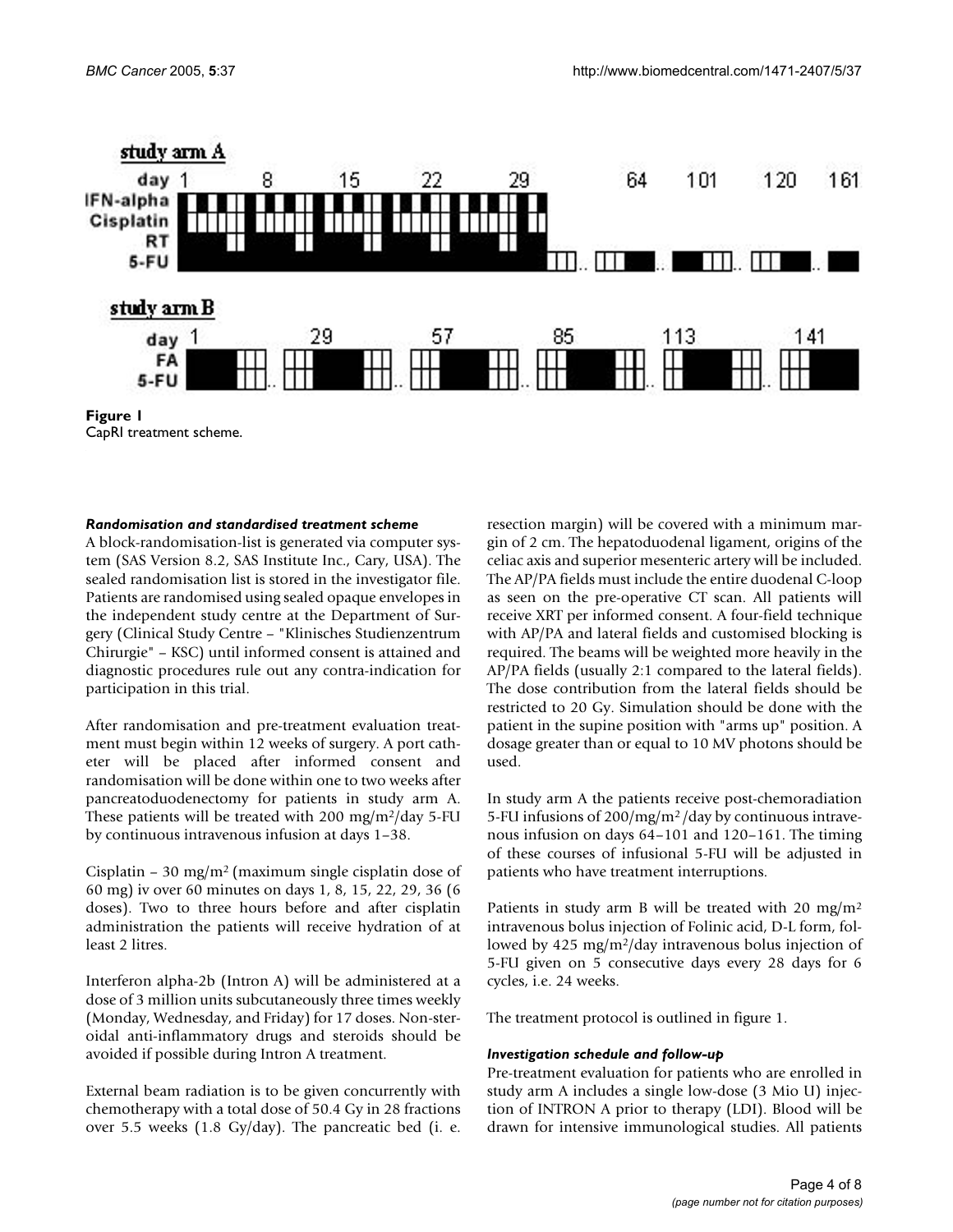**Figure 1**
CapRI treatment scheme.

#### *Randomisation and standardised treatment scheme*

A block-randomisation-list is generated via computer system (SAS Version 8.2, SAS Institute Inc., Cary, USA). The sealed randomisation list is stored in the investigator file. Patients are randomised using sealed opaque envelopes in the independent study centre at the Department of Surgery (Clinical Study Centre – "Klinisches Studienzentrum Chirurgie" – KSC) until informed consent is attained and diagnostic procedures rule out any contra-indication for participation in this trial.

After randomisation and pre-treatment evaluation treatment must begin within 12 weeks of surgery. A port catheter will be placed after informed consent and randomisation will be done within one to two weeks after pancreatoduodenectomy for patients in study arm A. These patients will be treated with 200 mg/m²/day 5-FU by continuous intravenous infusion at days 1–38.

Cisplatin – 30 mg/m² (maximum single cisplatin dose of 60 mg) iv over 60 minutes on days 1, 8, 15, 22, 29, 36 (6 doses). Two to three hours before and after cisplatin administration the patients will receive hydration of at least 2 litres.

Interferon alpha-2b (Intron A) will be administered at a dose of 3 million units subcutaneously three times weekly (Monday, Wednesday, and Friday) for 17 doses. Non-steroidal anti-inflammatory drugs and steroids should be avoided if possible during Intron A treatment.

External beam radiation is to be given concurrently with chemotherapy with a total dose of 50.4 Gy in 28 fractions over 5.5 weeks (1.8 Gy/day). The pancreatic bed (i. e. resection margin) will be covered with a minimum margin of 2 cm. The hepatoduodenal ligament, origins of the celiac axis and superior mesenteric artery will be included. The AP/PA fields must include the entire duodenal C-loop as seen on the pre-operative CT scan. All patients will receive XRT per informed consent. A four-field technique with AP/PA and lateral fields and customised blocking is required. The beams will be weighted more heavily in the AP/PA fields (usually 2:1 compared to the lateral fields). The dose contribution from the lateral fields should be restricted to 20 Gy. Simulation should be done with the patient in the supine position with "arms up" position. A dosage greater than or equal to 10 MV photons should be used.

In study arm A the patients receive post-chemoradiation 5-FU infusions of 200/mg/m²/day by continuous intravenous infusion on days 64–101 and 120–161. The timing of these courses of infusional 5-FU will be adjusted in patients who have treatment interruptions.

Patients in study arm B will be treated with 20 mg/m² intravenous bolus injection of Folinic acid, D-L form, followed by 425 mg/m²/day intravenous bolus injection of 5-FU given on 5 consecutive days every 28 days for 6 cycles, i.e. 24 weeks.

The treatment protocol is outlined in figure 1.

#### *Investigation schedule and follow-up*

Pre-treatment evaluation for patients who are enrolled in study arm A includes a single low-dose (3 Mio U) injection of INTRON A prior to therapy (LDI). Blood will be drawn for intensive immunological studies. All patients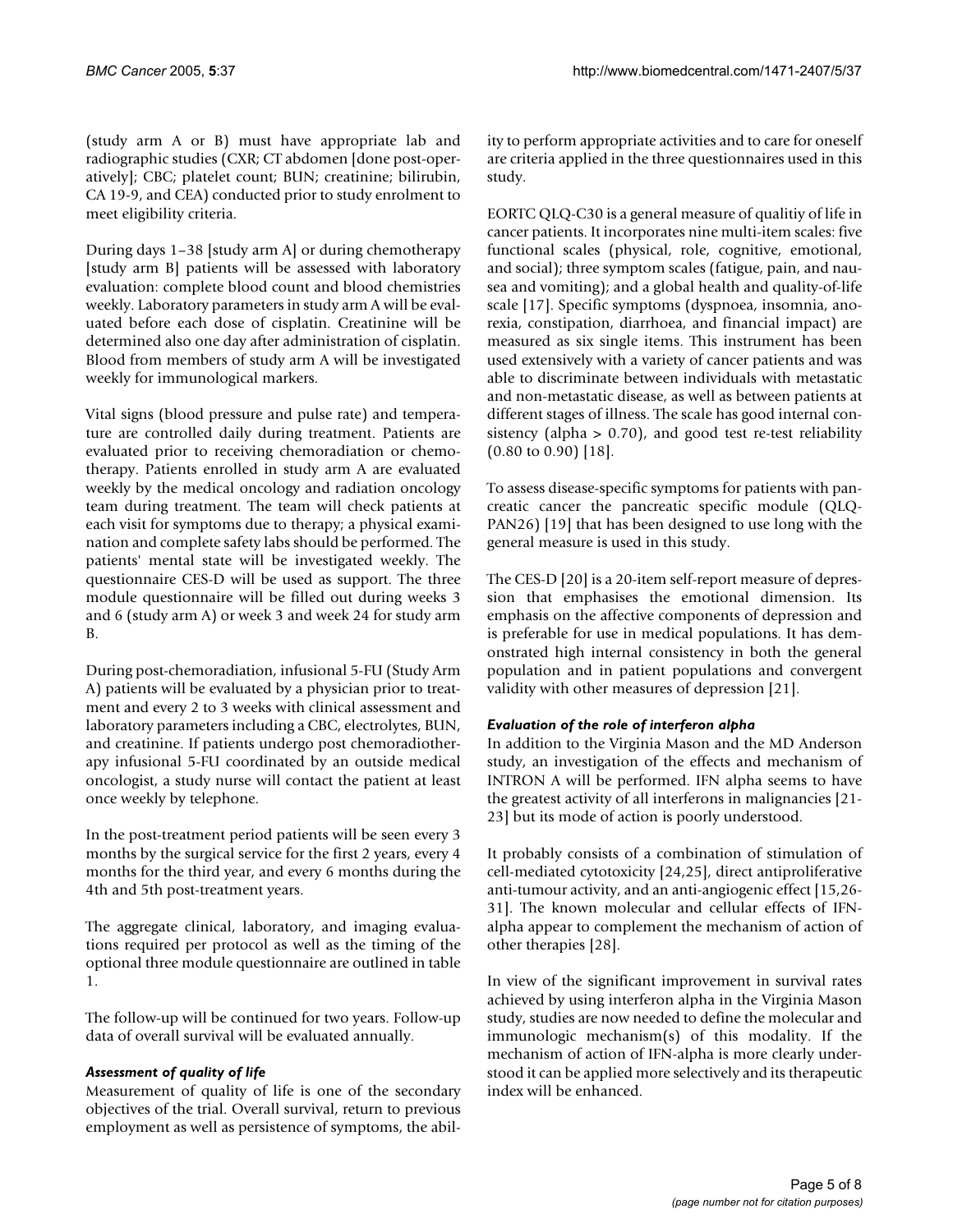(study arm A or B) must have appropriate lab and radiographic studies (CXR; CT abdomen [done post-operatively]; CBC; platelet count; BUN; creatinine; bilirubin, CA 19-9, and CEA) conducted prior to study enrolment to meet eligibility criteria.

During days 1–38 [study arm A] or during chemotherapy [study arm B] patients will be assessed with laboratory evaluation: complete blood count and blood chemistries weekly. Laboratory parameters in study arm A will be evaluated before each dose of cisplatin. Creatinine will be determined also one day after administration of cisplatin. Blood from members of study arm A will be investigated weekly for immunological markers.

Vital signs (blood pressure and pulse rate) and temperature are controlled daily during treatment. Patients are evaluated prior to receiving chemoradiation or chemotherapy. Patients enrolled in study arm A are evaluated weekly by the medical oncology and radiation oncology team during treatment. The team will check patients at each visit for symptoms due to therapy; a physical examination and complete safety labs should be performed. The patients' mental state will be investigated weekly. The questionnaire CES-D will be used as support. The three module questionnaire will be filled out during weeks 3 and 6 (study arm A) or week 3 and week 24 for study arm B.

During post-chemoradiation, infusional 5-FU (Study Arm A) patients will be evaluated by a physician prior to treatment and every 2 to 3 weeks with clinical assessment and laboratory parameters including a CBC, electrolytes, BUN, and creatinine. If patients undergo post chemoradiotherapy infusional 5-FU coordinated by an outside medical oncologist, a study nurse will contact the patient at least once weekly by telephone.

In the post-treatment period patients will be seen every 3 months by the surgical service for the first 2 years, every 4 months for the third year, and every 6 months during the 4th and 5th post-treatment years.

The aggregate clinical, laboratory, and imaging evaluations required per protocol as well as the timing of the optional three module questionnaire are outlined in table 1.

The follow-up will be continued for two years. Follow-up data of overall survival will be evaluated annually.

### *Assessment of quality of life*

Measurement of quality of life is one of the secondary objectives of the trial. Overall survival, return to previous employment as well as persistence of symptoms, the ability to perform appropriate activities and to care for oneself are criteria applied in the three questionnaires used in this study.

EORTC QLQ-C30 is a general measure of qualitiy of life in cancer patients. It incorporates nine multi-item scales: five functional scales (physical, role, cognitive, emotional, and social); three symptom scales (fatigue, pain, and nausea and vomiting); and a global health and quality-of-life scale [17]. Specific symptoms (dyspnoea, insomnia, anorexia, constipation, diarrhoea, and financial impact) are measured as six single items. This instrument has been used extensively with a variety of cancer patients and was able to discriminate between individuals with metastatic and non-metastatic disease, as well as between patients at different stages of illness. The scale has good internal consistency (alpha > 0.70), and good test re-test reliability (0.80 to 0.90) [18].

To assess disease-specific symptoms for patients with pancreatic cancer the pancreatic specific module (QLQ-PAN26) [19] that has been designed to use long with the general measure is used in this study.

The CES-D [20] is a 20-item self-report measure of depression that emphasises the emotional dimension. Its emphasis on the affective components of depression and is preferable for use in medical populations. It has demonstrated high internal consistency in both the general population and in patient populations and convergent validity with other measures of depression [21].

### *Evaluation of the role of interferon alpha*

In addition to the Virginia Mason and the MD Anderson study, an investigation of the effects and mechanism of INTRON A will be performed. IFN alpha seems to have the greatest activity of all interferons in malignancies [21-23] but its mode of action is poorly understood.

It probably consists of a combination of stimulation of cell-mediated cytotoxicity [24,25], direct antiproliferative anti-tumour activity, and an anti-angiogenic effect [15,26-31]. The known molecular and cellular effects of IFN-alpha appear to complement the mechanism of action of other therapies [28].

In view of the significant improvement in survival rates achieved by using interferon alpha in the Virginia Mason study, studies are now needed to define the molecular and immunologic mechanism(s) of this modality. If the mechanism of action of IFN-alpha is more clearly understood it can be applied more selectively and its therapeutic index will be enhanced.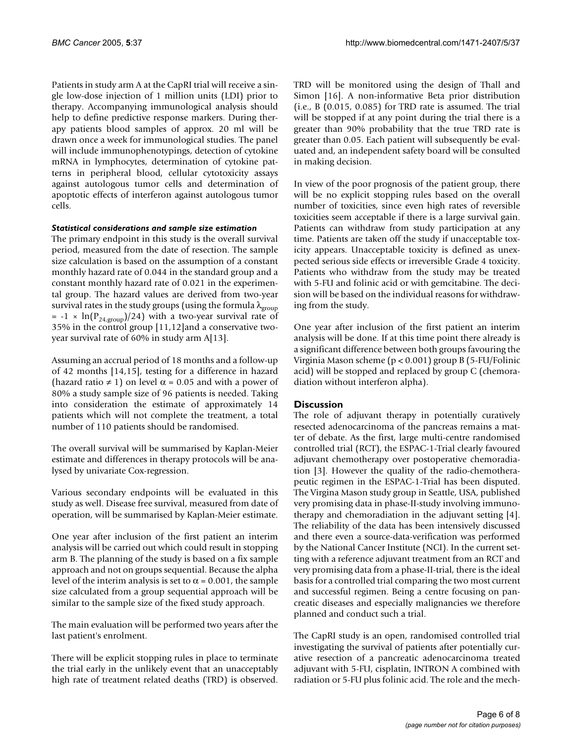Patients in study arm A at the CapRI trial will receive a single low-dose injection of 1 million units (LDI) prior to therapy. Accompanying immunological analysis should help to define predictive response markers. During therapy patients blood samples of approx. 20 ml will be drawn once a week for immunological studies. The panel will include immunophenotypings, detection of cytokine mRNA in lymphocytes, determination of cytokine patterns in peripheral blood, cellular cytotoxicity assays against autologous tumor cells and determination of apoptotic effects of interferon against autologous tumor cells.

#### *Statistical considerations and sample size estimation*

The primary endpoint in this study is the overall survival period, measured from the date of resection. The sample size calculation is based on the assumption of a constant monthly hazard rate of 0.044 in the standard group and a constant monthly hazard rate of 0.021 in the experimental group. The hazard values are derived from two-year survival rates in the study groups (using the formula $\lambda_{group} = -1 \times \ln(P_{24,group})/24$) with a two-year survival rate of 35% in the control group [11,12]and a conservative two-year survival rate of 60% in study arm A[13].

Assuming an accrual period of 18 months and a follow-up of 42 months [14,15], testing for a difference in hazard (hazard ratio $\neq 1$) on level $\alpha = 0.05$ and with a power of 80% a study sample size of 96 patients is needed. Taking into consideration the estimate of approximately 14 patients which will not complete the treatment, a total number of 110 patients should be randomised.

The overall survival will be summarised by Kaplan-Meier estimate and differences in therapy protocols will be analysed by univariate Cox-regression.

Various secondary endpoints will be evaluated in this study as well. Disease free survival, measured from date of operation, will be summarised by Kaplan-Meier estimate.

One year after inclusion of the first patient an interim analysis will be carried out which could result in stopping arm B. The planning of the study is based on a fix sample approach and not on groups sequential. Because the alpha level of the interim analysis is set to $\alpha = 0.001$, the sample size calculated from a group sequential approach will be similar to the sample size of the fixed study approach.

The main evaluation will be performed two years after the last patient's enrolment.

There will be explicit stopping rules in place to terminate the trial early in the unlikely event that an unacceptably high rate of treatment related deaths (TRD) is observed. TRD will be monitored using the design of Thall and Simon [16]. A non-informative Beta prior distribution (i.e., B (0.015, 0.085) for TRD rate is assumed. The trial will be stopped if at any point during the trial there is a greater than 90% probability that the true TRD rate is greater than 0.05. Each patient will subsequently be evaluated and, an independent safety board will be consulted in making decision.

In view of the poor prognosis of the patient group, there will be no explicit stopping rules based on the overall number of toxicities, since even high rates of reversible toxicities seem acceptable if there is a large survival gain. Patients can withdraw from study participation at any time. Patients are taken off the study if unacceptable toxicity appears. Unacceptable toxicity is defined as unexpected serious side effects or irreversible Grade 4 toxicity. Patients who withdraw from the study may be treated with 5-FU and folinic acid or with gemcitabine. The decision will be based on the individual reasons for withdrawing from the study.

One year after inclusion of the first patient an interim analysis will be done. If at this time point there already is a significant difference between both groups favouring the Virginia Mason scheme ($p < 0.001$) group B (5-FU/Folinic acid) will be stopped and replaced by group C (chemoradiation without interferon alpha).

## Discussion

The role of adjuvant therapy in potentially curatively resected adenocarcinoma of the pancreas remains a matter of debate. As the first, large multi-centre randomised controlled trial (RCT), the ESPAC-1-Trial clearly favoured adjuvant chemotherapy over postoperative chemoradiation [3]. However the quality of the radio-chemotherapeutic regimen in the ESPAC-1-Trial has been disputed. The Virgina Mason study group in Seattle, USA, published very promising data in phase-II-study involving immunotherapy and chemoradiation in the adjuvant setting [4]. The reliability of the data has been intensively discussed and there even a source-data-verification was performed by the National Cancer Institute (NCI). In the current setting with a reference adjuvant treatment from an RCT and very promising data from a phase-II-trial, there is the ideal basis for a controlled trial comparing the two most current and successful regimen. Being a centre focusing on pancreatic diseases and especially malignancies we therefore planned and conduct such a trial.

The CapRI study is an open, randomised controlled trial investigating the survival of patients after potentially curative resection of a pancreatic adenocarcinoma treated adjuvant with 5-FU, cisplatin, INTRON A combined with radiation or 5-FU plus folinic acid. The role and the mech-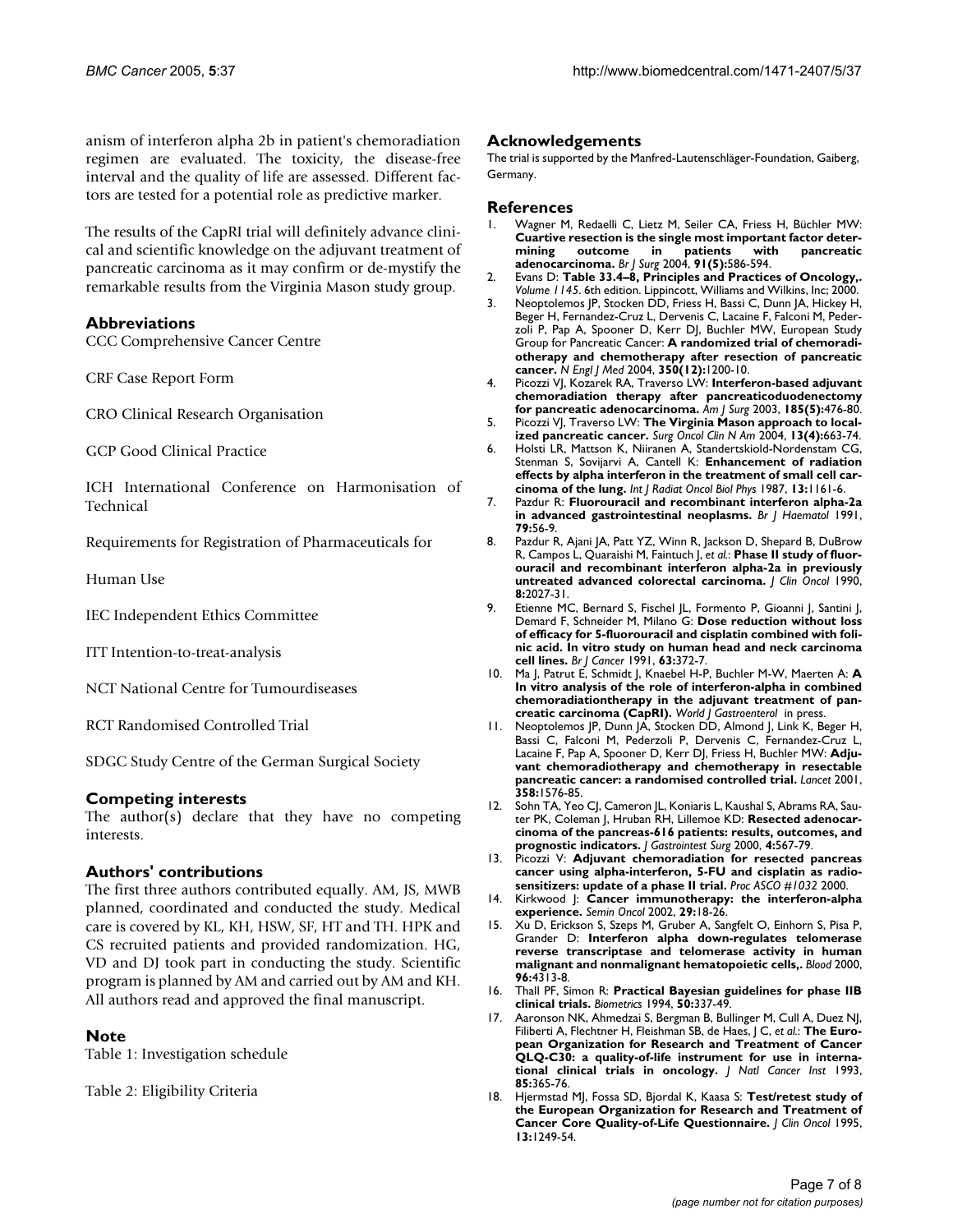anism of interferon alpha 2b in patient's chemoradiation regimen are evaluated. The toxicity, the disease-free interval and the quality of life are assessed. Different factors are tested for a potential role as predictive marker.

The results of the CapRI trial will definitely advance clinical and scientific knowledge on the adjuvant treatment of pancreatic carcinoma as it may confirm or de-mystify the remarkable results from the Virginia Mason study group.

## Abbreviations

CCC Comprehensive Cancer Centre

CRF Case Report Form

CRO Clinical Research Organisation

GCP Good Clinical Practice

ICH International Conference on Harmonisation of Technical

Requirements for Registration of Pharmaceuticals for

Human Use

IEC Independent Ethics Committee

ITT Intention-to-treat-analysis

NCT National Centre for Tumourdiseases

RCT Randomised Controlled Trial

SDGC Study Centre of the German Surgical Society

## Competing interests

The author(s) declare that they have no competing interests.

## Authors' contributions

The first three authors contributed equally. AM, JS, MWB planned, coordinated and conducted the study. Medical care is covered by KL, KH, HSW, SF, HT and TH. HPK and CS recruited patients and provided randomization. HG, VD and DJ took part in conducting the study. Scientific program is planned by AM and carried out by AM and KH. All authors read and approved the final manuscript.

## Note

Table 1: Investigation schedule

Table 2: Eligibility Criteria

## Acknowledgements

The trial is supported by the Manfred-Lautenschläger-Foundation, Gaiberg, Germany.

## References

1. Wagner M, Redaelli C, Lietz M, Seiler CA, Friess H, Büchler MW: **Cuartive resection is the single most important factor determining outcome in patients with pancreatic adenocarcinoma.** *Br J Surg* 2004, **91(5):**586-594.
2. Evans D: **Table 33.4–8, Principles and Practices of Oncology,.** *Volume 1145*. 6th edition. Lippincott, Williams and Wilkins, Inc; 2000.
3. Neoptolemos JP, Stocken DD, Friess H, Bassi C, Dunn JA, Hickey H, Beger H, Fernandez-Cruz L, Dervenis C, Lacaine F, Falconi M, Pederzoli P, Pap A, Spooner D, Kerr DJ, Buchler MW, European Study Group for Pancreatic Cancer: **A randomized trial of chemoradiotherapy and chemotherapy after resection of pancreatic cancer.** *N Engl J Med* 2004, **350(12):**1200-10.
4. Picozzi VJ, Kozarek RA, Traverso LW: **Interferon-based adjuvant chemoradiation therapy after pancreaticoduodenectomy for pancreatic adenocarcinoma.** *Am J Surg* 2003, **185(5):**476-80.
5. Picozzi VJ, Traverso LW: **The Virginia Mason approach to localized pancreatic cancer.** *Surg Oncol Clin N Am* 2004, **13(4):**663-74.
6. Holsti LR, Mattson K, Niiranen A, Standertskiold-Nordenstam CG, Stenman S, Sovijarvi A, Cantell K: **Enhancement of radiation effects by alpha interferon in the treatment of small cell carcinoma of the lung.** *Int J Radiat Oncol Biol Phys* 1987, **13:**1161-6.
7. Pazdur R: **Fluorouracil and recombinant interferon alpha-2a in advanced gastrointestinal neoplasms.** *Br J Haematol* 1991, **79:**56-9.
8. Pazdur R, Ajani JA, Patt YZ, Winn R, Jackson D, Shepard B, DuBrow R, Campos L, Quaraishi M, Faintuch J, *et al.*: **Phase II study of fluorouracil and recombinant interferon alpha-2a in previously untreated advanced colorectal carcinoma.** *J Clin Oncol* 1990, **8:**2027-31.
9. Etienne MC, Bernard S, Fischel JL, Formento P, Gioanni J, Santini J, Demard F, Schneider M, Milano G: **Dose reduction without loss of efficacy for 5-fluorouracil and cisplatin combined with folinic acid. In vitro study on human head and neck carcinoma cell lines.** *Br J Cancer* 1991, **63:**372-7.
10. Ma J, Patrut E, Schmidt J, Knaebel H-P, Buchler M-W, Maerten A: **A In vitro analysis of the role of interferon-alpha in combined chemoradiationtherapy in the adjuvant treatment of pancreatic carcinoma (CapRI).** *World J Gastroenterol* in press.
11. Neoptolemos JP, Dunn JA, Stocken DD, Almond J, Link K, Beger H, Bassi C, Falconi M, Pederzoli P, Dervenis C, Fernandez-Cruz L, Lacaine F, Pap A, Spooner D, Kerr DJ, Friess H, Buchler MW: **Adjuvant chemoradiotherapy and chemotherapy in resectable pancreatic cancer: a randomised controlled trial.** *Lancet* 2001, **358:**1576-85.
12. Sohn TA, Yeo CJ, Cameron JL, Koniaris L, Kaushal S, Abrams RA, Sauter PK, Coleman J, Hruban RH, Lillemoe KD: **Resected adenocarcinoma of the pancreas-616 patients: results, outcomes, and prognostic indicators.** *J Gastrointest Surg* 2000, **4:**567-79.
13. Picozzi V: **Adjuvant chemoradiation for resected pancreas cancer using alpha-interferon, 5-FU and cisplatin as radiosensitizers: update of a phase II trial.** *Proc ASCO #1032* 2000.
14. Kirkwood J: **Cancer immunotherapy: the interferon-alpha experience.** *Semin Oncol* 2002, **29:**18-26.
15. Xu D, Erickson S, Szeps M, Gruber A, Sangfelt O, Einhorn S, Pisa P, Grander D: **Interferon alpha down-regulates telomerase reverse transcriptase and telomerase activity in human malignant and nonmalignant hematopoietic cells,.** *Blood* 2000, **96:**4313-8.
16. Thall PF, Simon R: **Practical Bayesian guidelines for phase IIB clinical trials.** *Biometrics* 1994, **50:**337-49.
17. Aaronson NK, Ahmedzai S, Bergman B, Bullinger M, Cull A, Duez NJ, Filiberti A, Flechtner H, Fleishman SB, de Haes, J C, *et al.*: **The European Organization for Research and Treatment of Cancer QLQ-C30: a quality-of-life instrument for use in international clinical trials in oncology.** *J Natl Cancer Inst* 1993, **85:**365-76.
18. Hjermstad MJ, Fossa SD, Bjordal K, Kaasa S: **Test/retest study of the European Organization for Research and Treatment of Cancer Core Quality-of-Life Questionnaire.** *J Clin Oncol* 1995, **13:**1249-54.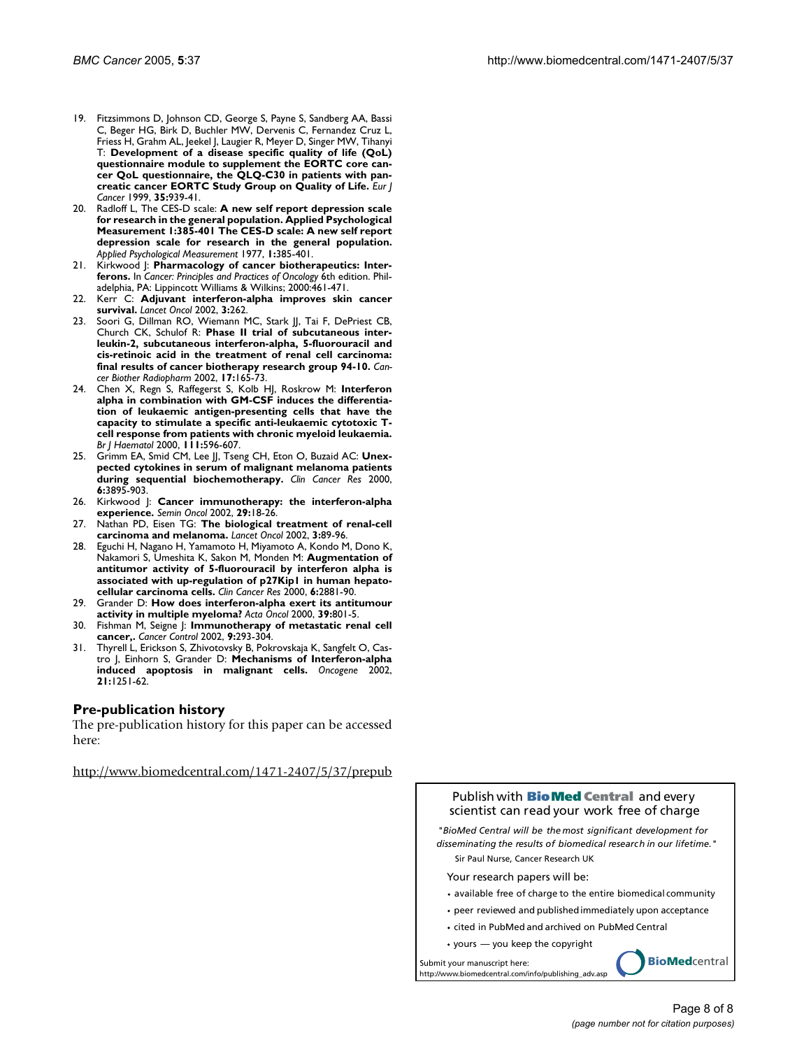19. Fitzsimmons D, Johnson CD, George S, Payne S, Sandberg AA, Bassi C, Beger HG, Birk D, Buchler MW, Dervenis C, Fernandez Cruz L, Friess H, Grahm AL, Jeekel J, Laugier R, Meyer D, Singer MW, Tihanyi T: **Development of a disease specific quality of life (QoL) questionnaire module to supplement the EORTC core cancer QoL questionnaire, the QLQ-C30 in patients with pancreatic cancer EORTC Study Group on Quality of Life.** *Eur J Cancer* 1999, **35:**939-41.
20. Radloff L, The CES-D scale: **A new self report depression scale for research in the general population. Applied Psychological Measurement 1:385-401 The CES-D scale: A new self report depression scale for research in the general population.** *Applied Psychological Measurement* 1977, **1:**385-401.
21. Kirkwood J: **Pharmacology of cancer biotherapeutics: Interferons.** In *Cancer: Principles and Practices of Oncology* 6th edition. Philadelphia, PA: Lippincott Williams & Wilkins; 2000:461-471.
22. Kerr C: **Adjuvant interferon-alpha improves skin cancer survival.** *Lancet Oncol* 2002, **3:**262.
23. Soori G, Dillman RO, Wiemann MC, Stark JJ, Tai F, DePriest CB, Church CK, Schulof R: **Phase II trial of subcutaneous interleukin-2, subcutaneous interferon-alpha, 5-fluorouracil and cis-retinoic acid in the treatment of renal cell carcinoma: final results of cancer biotherapy research group 94-10.** *Cancer Biother Radiopharm* 2002, **17:**165-73.
24. Chen X, Regn S, Raffegerst S, Kolb HJ, Roskrow M: **Interferon alpha in combination with GM-CSF induces the differentiation of leukaemic antigen-presenting cells that have the capacity to stimulate a specific anti-leukaemic cytotoxic T-cell response from patients with chronic myeloid leukaemia.** *Br J Haematol* 2000, **111:**596-607.
25. Grimm EA, Smid CM, Lee JJ, Tseng CH, Eton O, Buzaid AC: **Unexpected cytokines in serum of malignant melanoma patients during sequential biochemotherapy.** *Clin Cancer Res* 2000, **6:**3895-903.
26. Kirkwood J: **Cancer immunotherapy: the interferon-alpha experience.** *Semin Oncol* 2002, **29:**18-26.
27. Nathan PD, Eisen TG: **The biological treatment of renal-cell carcinoma and melanoma.** *Lancet Oncol* 2002, **3:**89-96.
28. Eguchi H, Nagano H, Yamamoto H, Miyamoto A, Kondo M, Dono K, Nakamori S, Umeshita K, Sakon M, Monden M: **Augmentation of antitumor activity of 5-fluorouracil by interferon alpha is associated with up-regulation of p27Kip1 in human hepatocellular carcinoma cells.** *Clin Cancer Res* 2000, **6:**2881-90.
29. Grander D: **How does interferon-alpha exert its antitumour activity in multiple myeloma?** *Acta Oncol* 2000, **39:**801-5.
30. Fishman M, Seigne J: **Immunotherapy of metastatic renal cell cancer,.** *Cancer Control* 2002, **9:**293-304.
31. Thyrell L, Erickson S, Zhivotovsky B, Pokrovskaja K, Sangfelt O, Castro J, Einhorn S, Grander D: **Mechanisms of Interferon-alpha induced apoptosis in malignant cells.** *Oncogene* 2002, **21:**1251-62.

## Pre-publication history

The pre-publication history for this paper can be accessed here:

http://www.biomedcentral.com/1471-2407/5/37/prepub

Publish with **BioMed Central** and every scientist can read your work free of charge

*"BioMed Central will be the most significant development for disseminating the results of biomedical research in our lifetime."*

Sir Paul Nurse, Cancer Research UK

Your research papers will be:

- available free of charge to the entire biomedical community
- peer reviewed and published immediately upon acceptance
- cited in PubMed and archived on PubMed Central
- yours — you keep the copyright

Submit your manuscript here:
http://www.biomedcentral.com/info/publishing_adv.asp

BioMedcentral